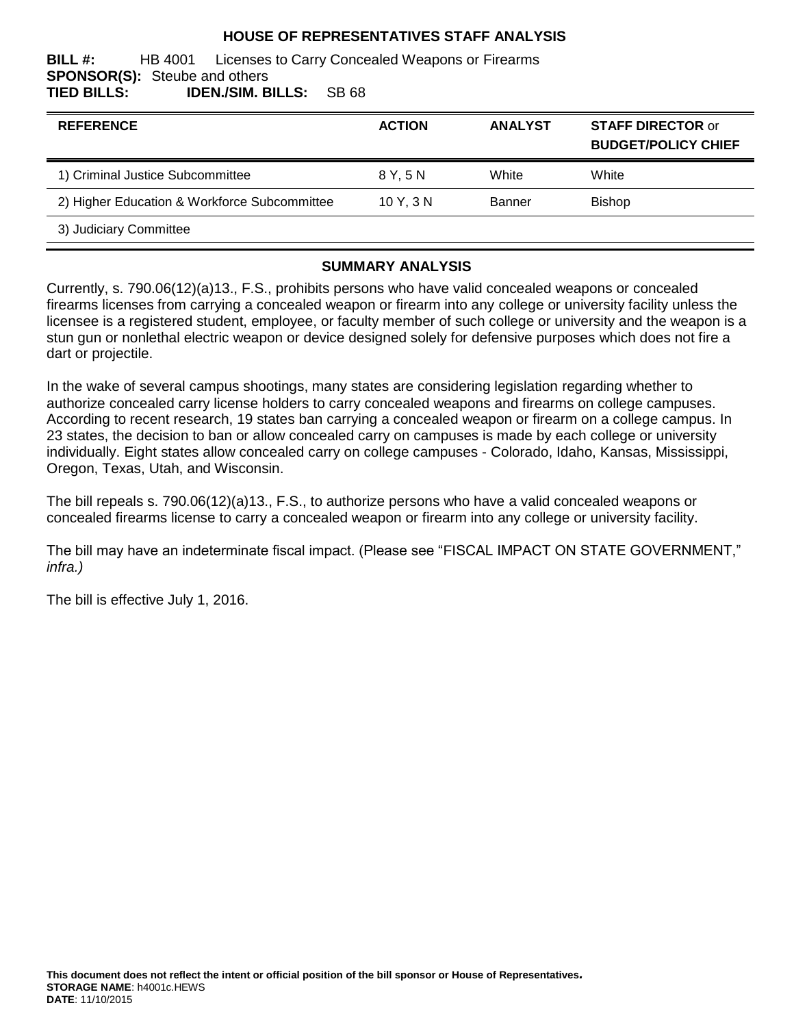# HOUSE OF REPRESENTATIVES STAFF ANALYSIS

**BILL #:** HB 4001 Licenses to Carry Concealed Weapons or Firearms
**SPONSOR(S):** Steube and others
**TIED BILLS:** **IDEN./SIM. BILLS:** SB 68

| REFERENCE | ACTION | ANALYST | STAFF DIRECTOR or BUDGET/POLICY CHIEF |
|---|---|---|---|
| 1) Criminal Justice Subcommittee | 8 Y, 5 N | White | White |
| 2) Higher Education & Workforce Subcommittee | 10 Y, 3 N | Banner | Bishop |
| 3) Judiciary Committee | | | |

## SUMMARY ANALYSIS

Currently, s. 790.06(12)(a)13., F.S., prohibits persons who have valid concealed weapons or concealed firearms licenses from carrying a concealed weapon or firearm into any college or university facility unless the licensee is a registered student, employee, or faculty member of such college or university and the weapon is a stun gun or nonlethal electric weapon or device designed solely for defensive purposes which does not fire a dart or projectile.

In the wake of several campus shootings, many states are considering legislation regarding whether to authorize concealed carry license holders to carry concealed weapons and firearms on college campuses. According to recent research, 19 states ban carrying a concealed weapon or firearm on a college campus. In 23 states, the decision to ban or allow concealed carry on campuses is made by each college or university individually. Eight states allow concealed carry on college campuses - Colorado, Idaho, Kansas, Mississippi, Oregon, Texas, Utah, and Wisconsin.

The bill repeals s. 790.06(12)(a)13., F.S., to authorize persons who have a valid concealed weapons or concealed firearms license to carry a concealed weapon or firearm into any college or university facility.

The bill may have an indeterminate fiscal impact. (Please see "FISCAL IMPACT ON STATE GOVERNMENT," *infra.)*

The bill is effective July 1, 2016.

**This document does not reflect the intent or official position of the bill sponsor or House of Representatives.**
**STORAGE NAME**: h4001c.HEWS
**DATE**: 11/10/2015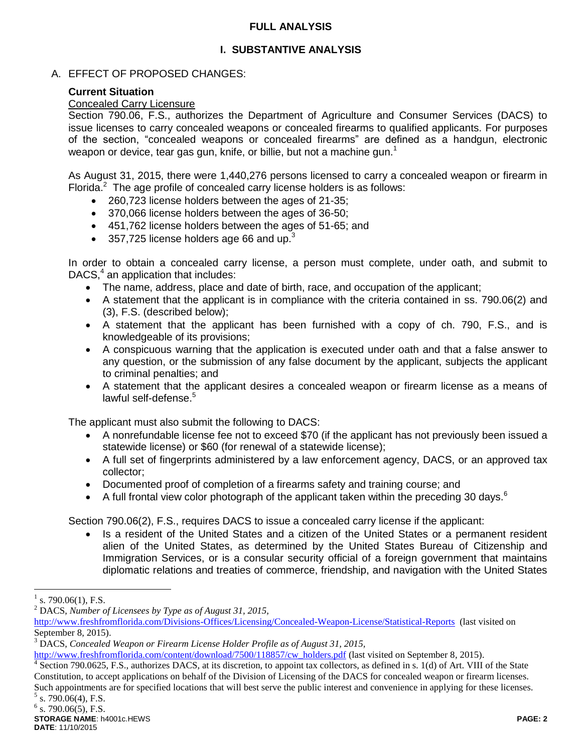## FULL ANALYSIS

### I. SUBSTANTIVE ANALYSIS

A. EFFECT OF PROPOSED CHANGES:

**Current Situation**

Concealed Carry Licensure

Section 790.06, F.S., authorizes the Department of Agriculture and Consumer Services (DACS) to issue licenses to carry concealed weapons or concealed firearms to qualified applicants. For purposes of the section, "concealed weapons or concealed firearms" are defined as a handgun, electronic weapon or device, tear gas gun, knife, or billie, but not a machine gun.[1]

As August 31, 2015, there were 1,440,276 persons licensed to carry a concealed weapon or firearm in Florida.[2] The age profile of concealed carry license holders is as follows:

- 260,723 license holders between the ages of 21-35;
- 370,066 license holders between the ages of 36-50;
- 451,762 license holders between the ages of 51-65; and
- 357,725 license holders age 66 and up.[3]

In order to obtain a concealed carry license, a person must complete, under oath, and submit to DACS,[4] an application that includes:

- The name, address, place and date of birth, race, and occupation of the applicant;
- A statement that the applicant is in compliance with the criteria contained in ss. 790.06(2) and (3), F.S. (described below);
- A statement that the applicant has been furnished with a copy of ch. 790, F.S., and is knowledgeable of its provisions;
- A conspicuous warning that the application is executed under oath and that a false answer to any question, or the submission of any false document by the applicant, subjects the applicant to criminal penalties; and
- A statement that the applicant desires a concealed weapon or firearm license as a means of lawful self-defense.[5]

The applicant must also submit the following to DACS:

- A nonrefundable license fee not to exceed $70 (if the applicant has not previously been issued a statewide license) or $60 (for renewal of a statewide license);
- A full set of fingerprints administered by a law enforcement agency, DACS, or an approved tax collector;
- Documented proof of completion of a firearms safety and training course; and
- A full frontal view color photograph of the applicant taken within the preceding 30 days.[6]

Section 790.06(2), F.S., requires DACS to issue a concealed carry license if the applicant:

- Is a resident of the United States and a citizen of the United States or a permanent resident alien of the United States, as determined by the United States Bureau of Citizenship and Immigration Services, or is a consular security official of a foreign government that maintains diplomatic relations and treaties of commerce, friendship, and navigation with the United States

---

[1] s. 790.06(1), F.S.

[2] DACS, *Number of Licensees by Type as of August 31, 2015,* http://www.freshfromflorida.com/Divisions-Offices/Licensing/Concealed-Weapon-License/Statistical-Reports (last visited on September 8, 2015).

[3] DACS, *Concealed Weapon or Firearm License Holder Profile as of August 31, 2015,* http://www.freshfromflorida.com/content/download/7500/118857/cw_holders.pdf (last visited on September 8, 2015).

[4] Section 790.0625, F.S., authorizes DACS, at its discretion, to appoint tax collectors, as defined in s. 1(d) of Art. VIII of the State Constitution, to accept applications on behalf of the Division of Licensing of the DACS for concealed weapon or firearm licenses. Such appointments are for specified locations that will best serve the public interest and convenience in applying for these licenses.

[5] s. 790.06(4), F.S.

[6] s. 790.06(5), F.S.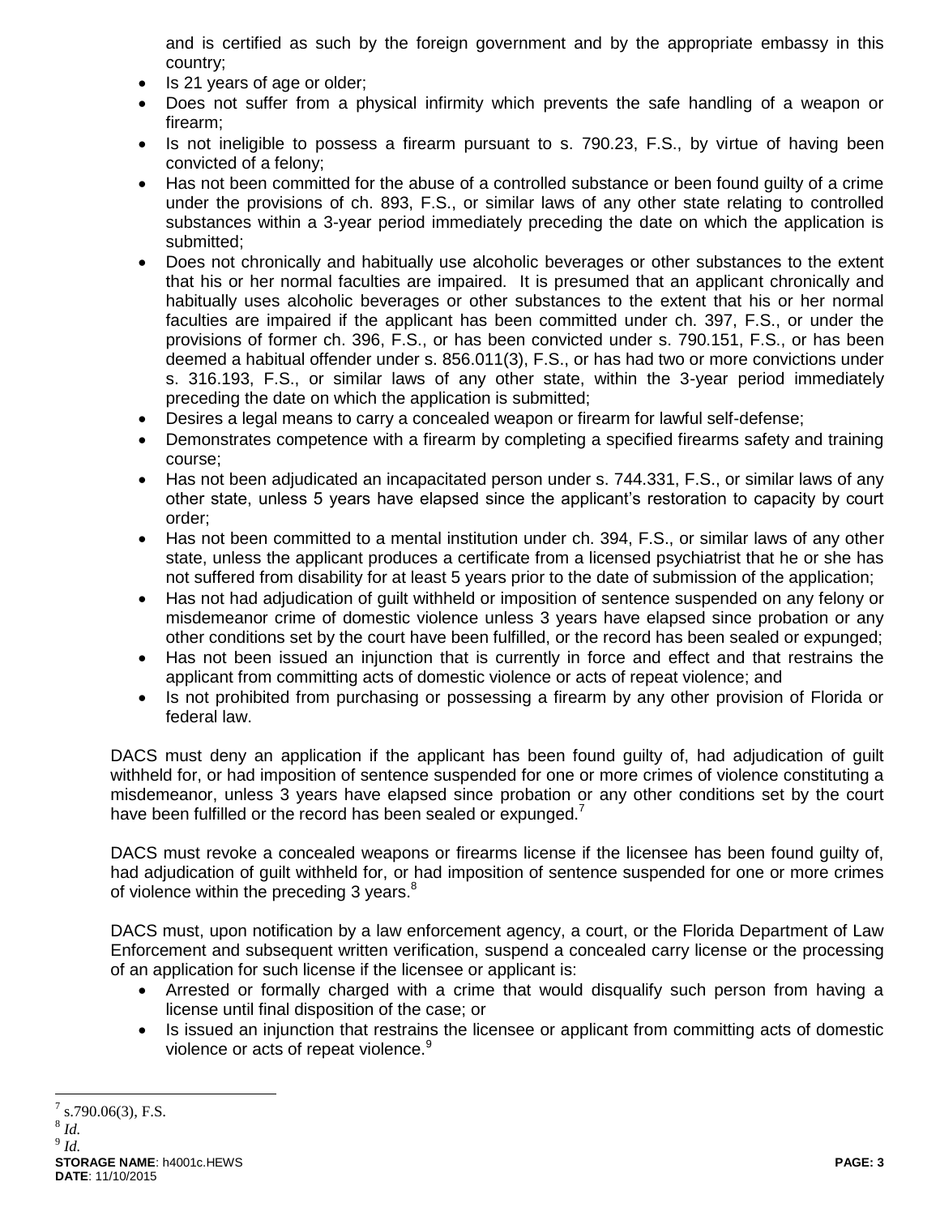and is certified as such by the foreign government and by the appropriate embassy in this country;

- Is 21 years of age or older;
- Does not suffer from a physical infirmity which prevents the safe handling of a weapon or firearm;
- Is not ineligible to possess a firearm pursuant to s. 790.23, F.S., by virtue of having been convicted of a felony;
- Has not been committed for the abuse of a controlled substance or been found guilty of a crime under the provisions of ch. 893, F.S., or similar laws of any other state relating to controlled substances within a 3-year period immediately preceding the date on which the application is submitted;
- Does not chronically and habitually use alcoholic beverages or other substances to the extent that his or her normal faculties are impaired. It is presumed that an applicant chronically and habitually uses alcoholic beverages or other substances to the extent that his or her normal faculties are impaired if the applicant has been committed under ch. 397, F.S., or under the provisions of former ch. 396, F.S., or has been convicted under s. 790.151, F.S., or has been deemed a habitual offender under s. 856.011(3), F.S., or has had two or more convictions under s. 316.193, F.S., or similar laws of any other state, within the 3-year period immediately preceding the date on which the application is submitted;
- Desires a legal means to carry a concealed weapon or firearm for lawful self-defense;
- Demonstrates competence with a firearm by completing a specified firearms safety and training course;
- Has not been adjudicated an incapacitated person under s. 744.331, F.S., or similar laws of any other state, unless 5 years have elapsed since the applicant's restoration to capacity by court order;
- Has not been committed to a mental institution under ch. 394, F.S., or similar laws of any other state, unless the applicant produces a certificate from a licensed psychiatrist that he or she has not suffered from disability for at least 5 years prior to the date of submission of the application;
- Has not had adjudication of guilt withheld or imposition of sentence suspended on any felony or misdemeanor crime of domestic violence unless 3 years have elapsed since probation or any other conditions set by the court have been fulfilled, or the record has been sealed or expunged;
- Has not been issued an injunction that is currently in force and effect and that restrains the applicant from committing acts of domestic violence or acts of repeat violence; and
- Is not prohibited from purchasing or possessing a firearm by any other provision of Florida or federal law.

DACS must deny an application if the applicant has been found guilty of, had adjudication of guilt withheld for, or had imposition of sentence suspended for one or more crimes of violence constituting a misdemeanor, unless 3 years have elapsed since probation or any other conditions set by the court have been fulfilled or the record has been sealed or expunged.[7]

DACS must revoke a concealed weapons or firearms license if the licensee has been found guilty of, had adjudication of guilt withheld for, or had imposition of sentence suspended for one or more crimes of violence within the preceding 3 years.[8]

DACS must, upon notification by a law enforcement agency, a court, or the Florida Department of Law Enforcement and subsequent written verification, suspend a concealed carry license or the processing of an application for such license if the licensee or applicant is:

- Arrested or formally charged with a crime that would disqualify such person from having a license until final disposition of the case; or
- Is issued an injunction that restrains the licensee or applicant from committing acts of domestic violence or acts of repeat violence.[9]

---

[7] s.790.06(3), F.S.

[8] *Id.*

[9] *Id.*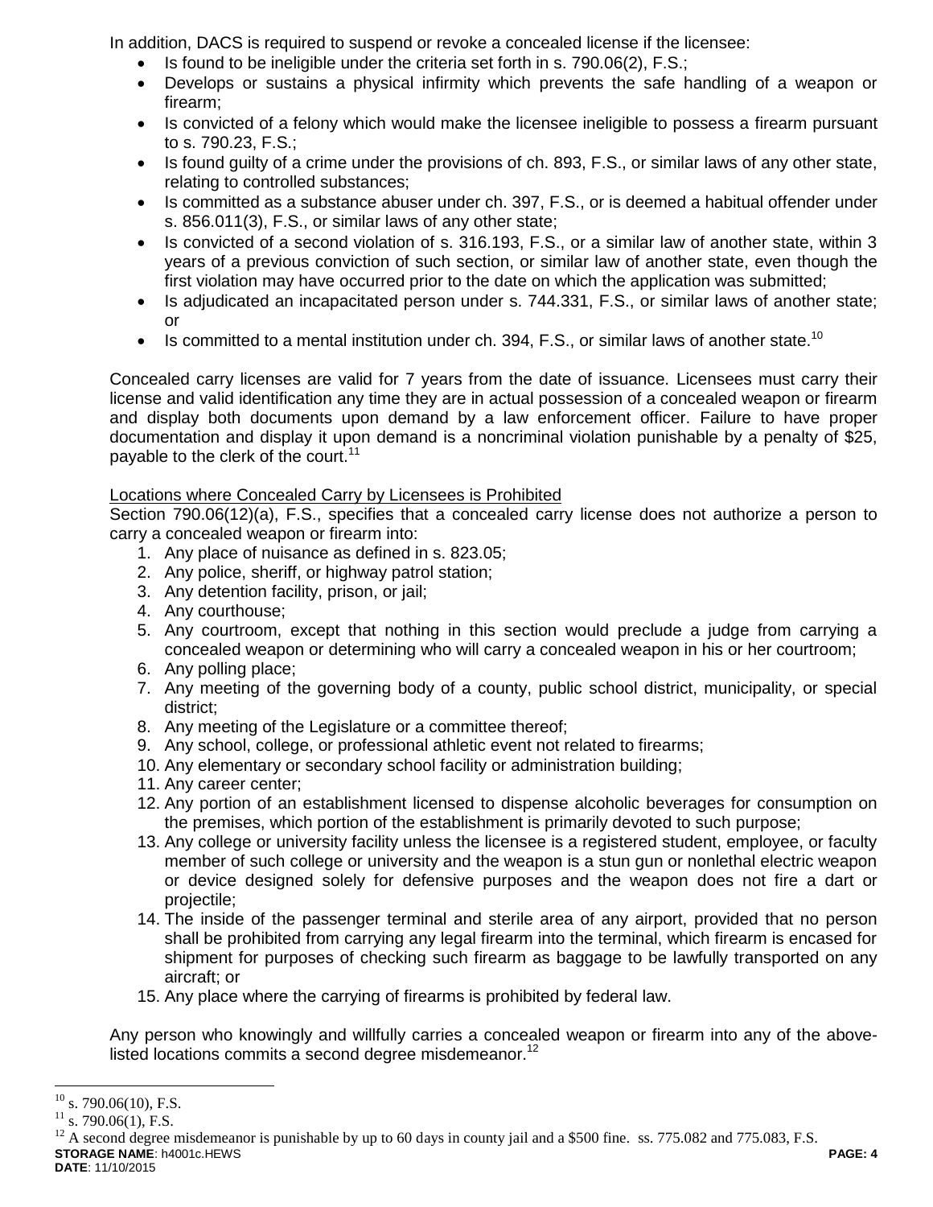In addition, DACS is required to suspend or revoke a concealed license if the licensee:

- Is found to be ineligible under the criteria set forth in s. 790.06(2), F.S.;
- Develops or sustains a physical infirmity which prevents the safe handling of a weapon or firearm;
- Is convicted of a felony which would make the licensee ineligible to possess a firearm pursuant to s. 790.23, F.S.;
- Is found guilty of a crime under the provisions of ch. 893, F.S., or similar laws of any other state, relating to controlled substances;
- Is committed as a substance abuser under ch. 397, F.S., or is deemed a habitual offender under s. 856.011(3), F.S., or similar laws of any other state;
- Is convicted of a second violation of s. 316.193, F.S., or a similar law of another state, within 3 years of a previous conviction of such section, or similar law of another state, even though the first violation may have occurred prior to the date on which the application was submitted;
- Is adjudicated an incapacitated person under s. 744.331, F.S., or similar laws of another state; or
- Is committed to a mental institution under ch. 394, F.S., or similar laws of another state.[10]

Concealed carry licenses are valid for 7 years from the date of issuance. Licensees must carry their license and valid identification any time they are in actual possession of a concealed weapon or firearm and display both documents upon demand by a law enforcement officer. Failure to have proper documentation and display it upon demand is a noncriminal violation punishable by a penalty of $25, payable to the clerk of the court.[11]

Locations where Concealed Carry by Licensees is Prohibited

Section 790.06(12)(a), F.S., specifies that a concealed carry license does not authorize a person to carry a concealed weapon or firearm into:

1. Any place of nuisance as defined in s. 823.05;
2. Any police, sheriff, or highway patrol station;
3. Any detention facility, prison, or jail;
4. Any courthouse;
5. Any courtroom, except that nothing in this section would preclude a judge from carrying a concealed weapon or determining who will carry a concealed weapon in his or her courtroom;
6. Any polling place;
7. Any meeting of the governing body of a county, public school district, municipality, or special district;
8. Any meeting of the Legislature or a committee thereof;
9. Any school, college, or professional athletic event not related to firearms;
10. Any elementary or secondary school facility or administration building;
11. Any career center;
12. Any portion of an establishment licensed to dispense alcoholic beverages for consumption on the premises, which portion of the establishment is primarily devoted to such purpose;
13. Any college or university facility unless the licensee is a registered student, employee, or faculty member of such college or university and the weapon is a stun gun or nonlethal electric weapon or device designed solely for defensive purposes and the weapon does not fire a dart or projectile;
14. The inside of the passenger terminal and sterile area of any airport, provided that no person shall be prohibited from carrying any legal firearm into the terminal, which firearm is encased for shipment for purposes of checking such firearm as baggage to be lawfully transported on any aircraft; or
15. Any place where the carrying of firearms is prohibited by federal law.

Any person who knowingly and willfully carries a concealed weapon or firearm into any of the above-listed locations commits a second degree misdemeanor.[12]

---

[10] s. 790.06(10), F.S.

[11] s. 790.06(1), F.S.

[12] A second degree misdemeanor is punishable by up to 60 days in county jail and a $500 fine. ss. 775.082 and 775.083, F.S.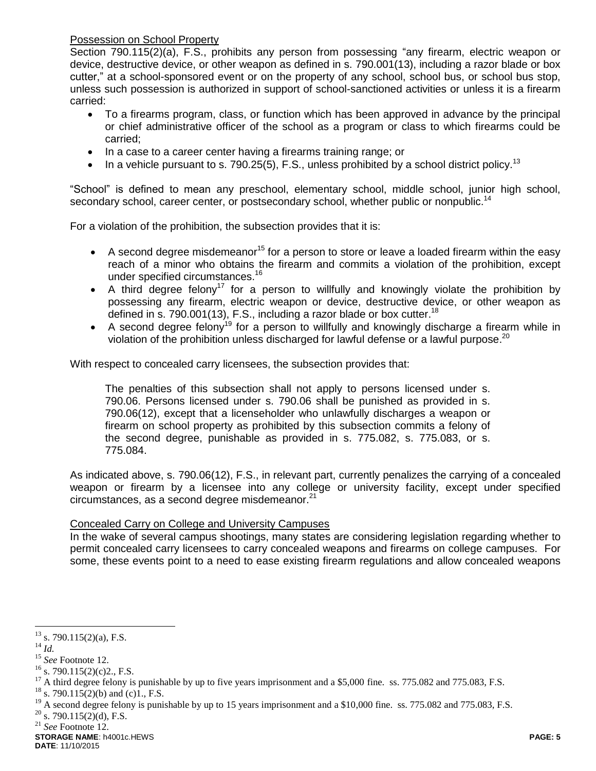Possession on School Property

Section 790.115(2)(a), F.S., prohibits any person from possessing "any firearm, electric weapon or device, destructive device, or other weapon as defined in s. 790.001(13), including a razor blade or box cutter," at a school-sponsored event or on the property of any school, school bus, or school bus stop, unless such possession is authorized in support of school-sanctioned activities or unless it is a firearm carried:

- To a firearms program, class, or function which has been approved in advance by the principal or chief administrative officer of the school as a program or class to which firearms could be carried;
- In a case to a career center having a firearms training range; or
- In a vehicle pursuant to s. 790.25(5), F.S., unless prohibited by a school district policy.[13]

"School" is defined to mean any preschool, elementary school, middle school, junior high school, secondary school, career center, or postsecondary school, whether public or nonpublic.[14]

For a violation of the prohibition, the subsection provides that it is:

- A second degree misdemeanor[15] for a person to store or leave a loaded firearm within the easy reach of a minor who obtains the firearm and commits a violation of the prohibition, except under specified circumstances.[16]
- A third degree felony[17] for a person to willfully and knowingly violate the prohibition by possessing any firearm, electric weapon or device, destructive device, or other weapon as defined in s. 790.001(13), F.S., including a razor blade or box cutter.[18]
- A second degree felony[19] for a person to willfully and knowingly discharge a firearm while in violation of the prohibition unless discharged for lawful defense or a lawful purpose.[20]

With respect to concealed carry licensees, the subsection provides that:

> The penalties of this subsection shall not apply to persons licensed under s. 790.06. Persons licensed under s. 790.06 shall be punished as provided in s. 790.06(12), except that a licenseholder who unlawfully discharges a weapon or firearm on school property as prohibited by this subsection commits a felony of the second degree, punishable as provided in s. 775.082, s. 775.083, or s. 775.084.

As indicated above, s. 790.06(12), F.S., in relevant part, currently penalizes the carrying of a concealed weapon or firearm by a licensee into any college or university facility, except under specified circumstances, as a second degree misdemeanor.[21]

Concealed Carry on College and University Campuses

In the wake of several campus shootings, many states are considering legislation regarding whether to permit concealed carry licensees to carry concealed weapons and firearms on college campuses. For some, these events point to a need to ease existing firearm regulations and allow concealed weapons

---

[13] s. 790.115(2)(a), F.S.

[14] *Id.*

[15] *See* Footnote 12.

[16] s. 790.115(2)(c)2., F.S.

[17] A third degree felony is punishable by up to five years imprisonment and a $5,000 fine. ss. 775.082 and 775.083, F.S.

[18] s. 790.115(2)(b) and (c)1., F.S.

[19] A second degree felony is punishable by up to 15 years imprisonment and a $10,000 fine. ss. 775.082 and 775.083, F.S.

[20] s. 790.115(2)(d), F.S.

[21] *See* Footnote 12.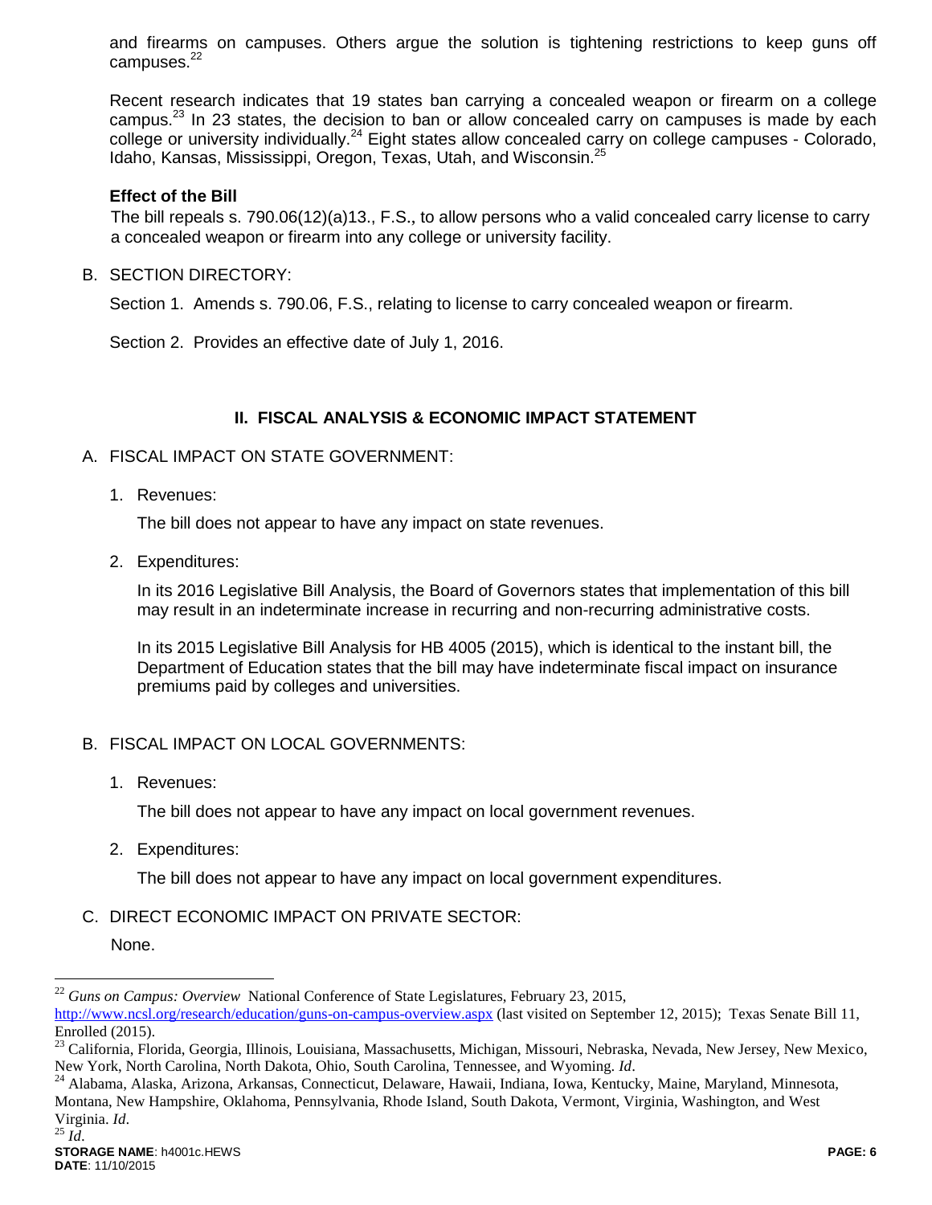and firearms on campuses. Others argue the solution is tightening restrictions to keep guns off campuses.[22]

Recent research indicates that 19 states ban carrying a concealed weapon or firearm on a college campus.[23] In 23 states, the decision to ban or allow concealed carry on campuses is made by each college or university individually.[24] Eight states allow concealed carry on college campuses - Colorado, Idaho, Kansas, Mississippi, Oregon, Texas, Utah, and Wisconsin.[25]

**Effect of the Bill**

The bill repeals s. 790.06(12)(a)13., F.S., to allow persons who a valid concealed carry license to carry a concealed weapon or firearm into any college or university facility.

B. SECTION DIRECTORY:

Section 1. Amends s. 790.06, F.S., relating to license to carry concealed weapon or firearm.

Section 2. Provides an effective date of July 1, 2016.

## II. FISCAL ANALYSIS & ECONOMIC IMPACT STATEMENT

A. FISCAL IMPACT ON STATE GOVERNMENT:

1. Revenues:

   The bill does not appear to have any impact on state revenues.

2. Expenditures:

   In its 2016 Legislative Bill Analysis, the Board of Governors states that implementation of this bill may result in an indeterminate increase in recurring and non-recurring administrative costs.

   In its 2015 Legislative Bill Analysis for HB 4005 (2015), which is identical to the instant bill, the Department of Education states that the bill may have indeterminate fiscal impact on insurance premiums paid by colleges and universities.

B. FISCAL IMPACT ON LOCAL GOVERNMENTS:

1. Revenues:

   The bill does not appear to have any impact on local government revenues.

2. Expenditures:

   The bill does not appear to have any impact on local government expenditures.

C. DIRECT ECONOMIC IMPACT ON PRIVATE SECTOR:

None.

---

[22] *Guns on Campus: Overview* National Conference of State Legislatures, February 23, 2015, http://www.ncsl.org/research/education/guns-on-campus-overview.aspx (last visited on September 12, 2015); Texas Senate Bill 11, Enrolled (2015).

[23] California, Florida, Georgia, Illinois, Louisiana, Massachusetts, Michigan, Missouri, Nebraska, Nevada, New Jersey, New Mexico, New York, North Carolina, North Dakota, Ohio, South Carolina, Tennessee, and Wyoming. *Id*.

[24] Alabama, Alaska, Arizona, Arkansas, Connecticut, Delaware, Hawaii, Indiana, Iowa, Kentucky, Maine, Maryland, Minnesota, Montana, New Hampshire, Oklahoma, Pennsylvania, Rhode Island, South Dakota, Vermont, Virginia, Washington, and West Virginia. *Id*.

[25] *Id*.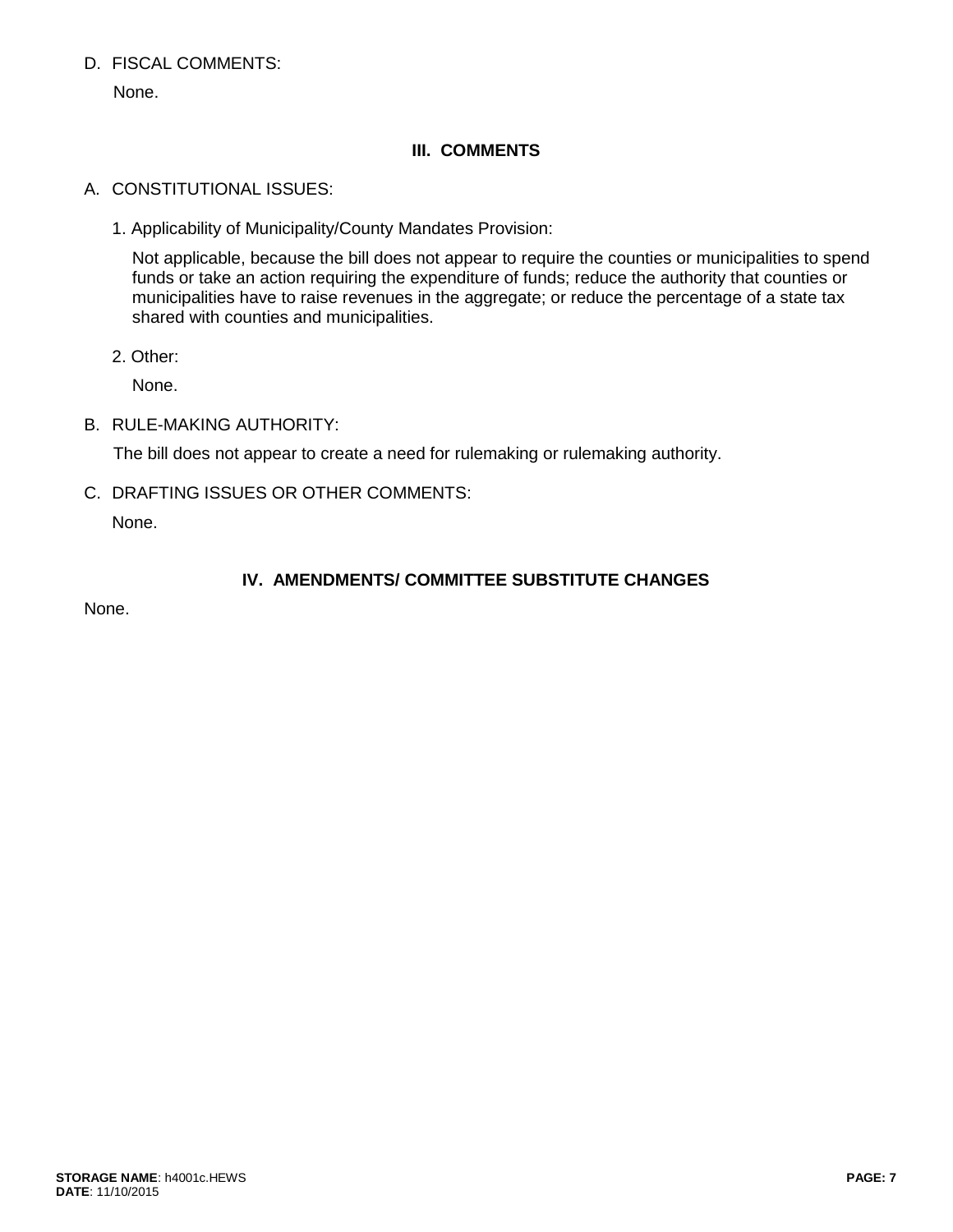D. FISCAL COMMENTS:

None.

## III. COMMENTS

A. CONSTITUTIONAL ISSUES:

1. Applicability of Municipality/County Mandates Provision:

Not applicable, because the bill does not appear to require the counties or municipalities to spend funds or take an action requiring the expenditure of funds; reduce the authority that counties or municipalities have to raise revenues in the aggregate; or reduce the percentage of a state tax shared with counties and municipalities.

2. Other:

None.

B. RULE-MAKING AUTHORITY:

The bill does not appear to create a need for rulemaking or rulemaking authority.

C. DRAFTING ISSUES OR OTHER COMMENTS:

None.

## IV. AMENDMENTS/ COMMITTEE SUBSTITUTE CHANGES

None.